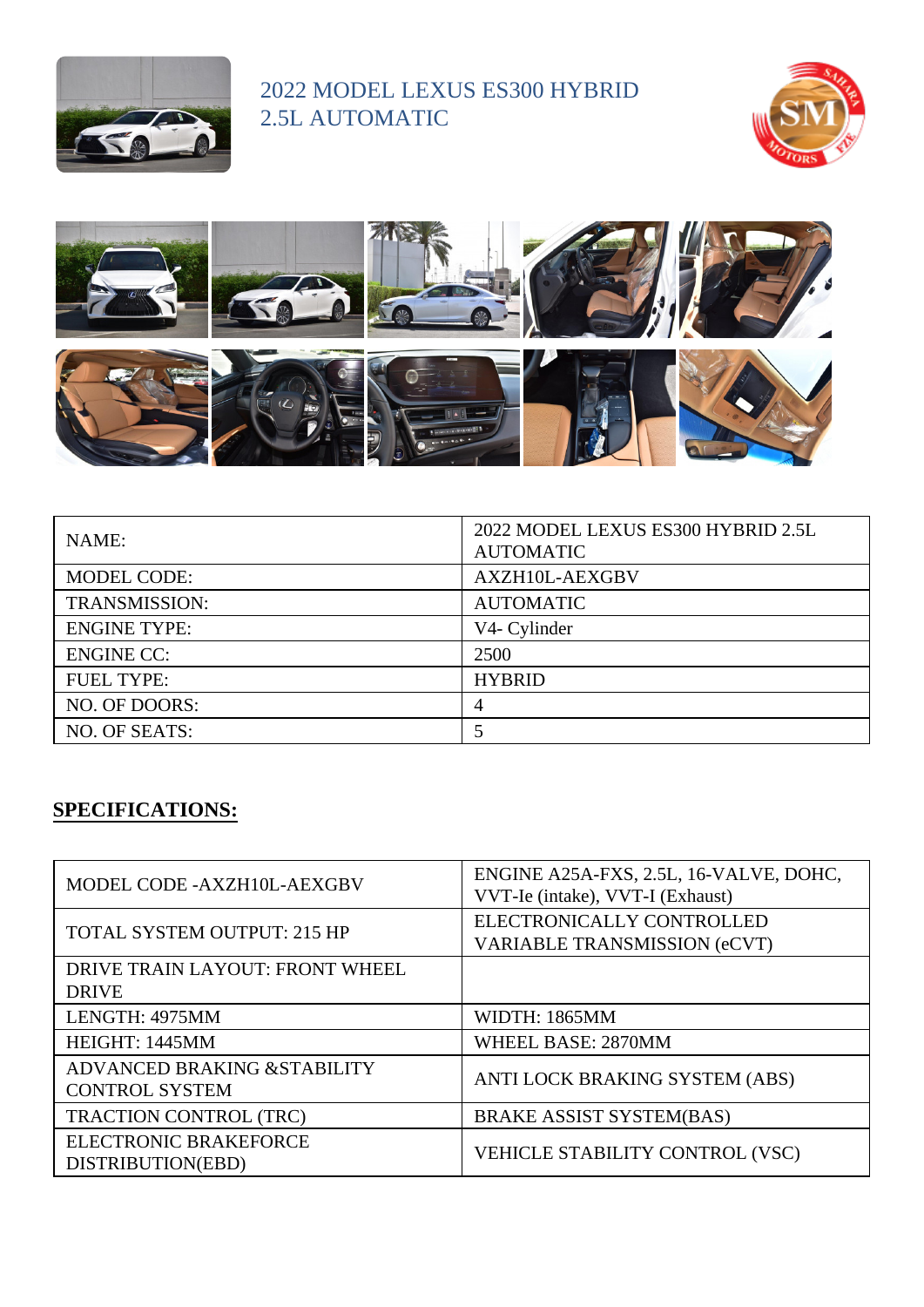# 2022 MODEL LEXUS ES300 HYBRID 2.5L AUTOMATIC

| NAME: | 2022 MODEL LEXUS ES300 HYBRID 2.5L AUTOMATIC |
|---|---|
| MODEL CODE: | AXZH10L-AEXGBV |
| TRANSMISSION: | AUTOMATIC |
| ENGINE TYPE: | V4- Cylinder |
| ENGINE CC: | 2500 |
| FUEL TYPE: | HYBRID |
| NO. OF DOORS: | 4 |
| NO. OF SEATS: | 5 |

## **SPECIFICATIONS:**

| | |
|---|---|
| MODEL CODE -AXZH10L-AEXGBV | ENGINE A25A-FXS, 2.5L, 16-VALVE, DOHC, VVT-Ie (intake), VVT-I (Exhaust) |
| TOTAL SYSTEM OUTPUT: 215 HP | ELECTRONICALLY CONTROLLED VARIABLE TRANSMISSION (eCVT) |
| DRIVE TRAIN LAYOUT: FRONT WHEEL DRIVE | |
| LENGTH: 4975MM | WIDTH: 1865MM |
| HEIGHT: 1445MM | WHEEL BASE: 2870MM |
| ADVANCED BRAKING &STABILITY CONTROL SYSTEM | ANTI LOCK BRAKING SYSTEM (ABS) |
| TRACTION CONTROL (TRC) | BRAKE ASSIST SYSTEM(BAS) |
| ELECTRONIC BRAKEFORCE DISTRIBUTION(EBD) | VEHICLE STABILITY CONTROL (VSC) |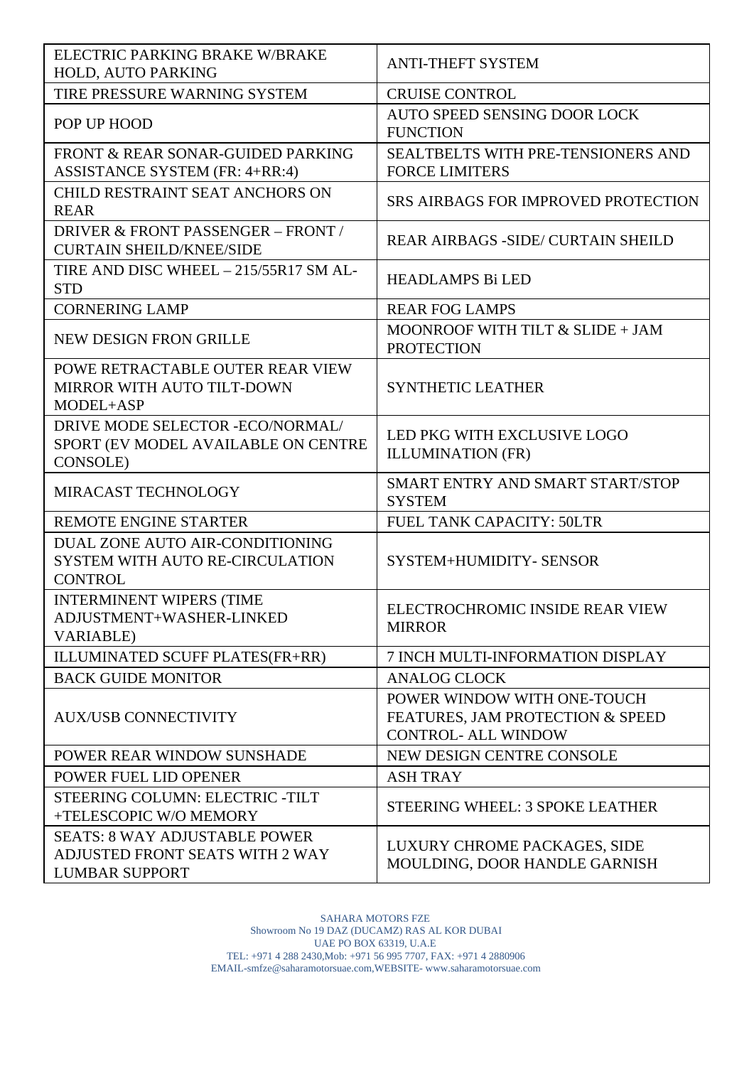| | |
|---|---|
| ELECTRIC PARKING BRAKE W/BRAKE HOLD, AUTO PARKING | ANTI-THEFT SYSTEM |
| TIRE PRESSURE WARNING SYSTEM | CRUISE CONTROL |
| POP UP HOOD | AUTO SPEED SENSING DOOR LOCK FUNCTION |
| FRONT & REAR SONAR-GUIDED PARKING ASSISTANCE SYSTEM (FR: 4+RR:4) | SEALTBELTS WITH PRE-TENSIONERS AND FORCE LIMITERS |
| CHILD RESTRAINT SEAT ANCHORS ON REAR | SRS AIRBAGS FOR IMPROVED PROTECTION |
| DRIVER & FRONT PASSENGER – FRONT / CURTAIN SHEILD/KNEE/SIDE | REAR AIRBAGS -SIDE/ CURTAIN SHEILD |
| TIRE AND DISC WHEEL – 215/55R17 SM AL-STD | HEADLAMPS Bi LED |
| CORNERING LAMP | REAR FOG LAMPS |
| NEW DESIGN FRON GRILLE | MOONROOF WITH TILT & SLIDE + JAM PROTECTION |
| POWE RETRACTABLE OUTER REAR VIEW MIRROR WITH AUTO TILT-DOWN MODEL+ASP | SYNTHETIC LEATHER |
| DRIVE MODE SELECTOR -ECO/NORMAL/ SPORT (EV MODEL AVAILABLE ON CENTRE CONSOLE) | LED PKG WITH EXCLUSIVE LOGO ILLUMINATION (FR) |
| MIRACAST TECHNOLOGY | SMART ENTRY AND SMART START/STOP SYSTEM |
| REMOTE ENGINE STARTER | FUEL TANK CAPACITY: 50LTR |
| DUAL ZONE AUTO AIR-CONDITIONING SYSTEM WITH AUTO RE-CIRCULATION CONTROL | SYSTEM+HUMIDITY- SENSOR |
| INTERMINENT WIPERS (TIME ADJUSTMENT+WASHER-LINKED VARIABLE) | ELECTROCHROMIC INSIDE REAR VIEW MIRROR |
| ILLUMINATED SCUFF PLATES(FR+RR) | 7 INCH MULTI-INFORMATION DISPLAY |
| BACK GUIDE MONITOR | ANALOG CLOCK |
| AUX/USB CONNECTIVITY | POWER WINDOW WITH ONE-TOUCH FEATURES, JAM PROTECTION & SPEED CONTROL- ALL WINDOW |
| POWER REAR WINDOW SUNSHADE | NEW DESIGN CENTRE CONSOLE |
| POWER FUEL LID OPENER | ASH TRAY |
| STEERING COLUMN: ELECTRIC -TILT +TELESCOPIC W/O MEMORY | STEERING WHEEL: 3 SPOKE LEATHER |
| SEATS: 8 WAY ADJUSTABLE POWER ADJUSTED FRONT SEATS WITH 2 WAY LUMBAR SUPPORT | LUXURY CHROME PACKAGES, SIDE MOULDING, DOOR HANDLE GARNISH |